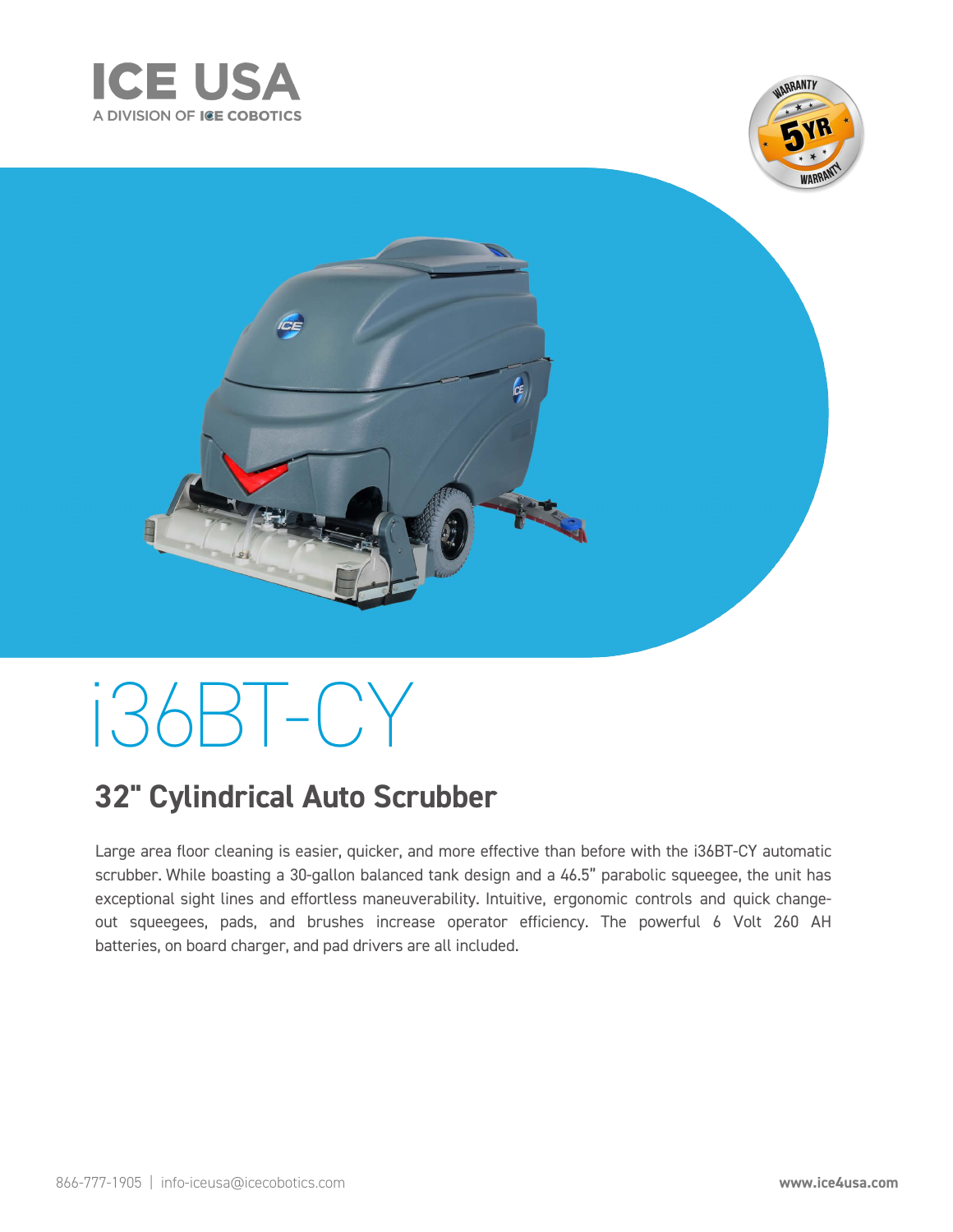# ICE USA

A DIVISION OF ICE COBOTICS

# i36BT-CY

## 32" Cylindrical Auto Scrubber

Large area floor cleaning is easier, quicker, and more effective than before with the i36BT-CY automatic scrubber. While boasting a 30-gallon balanced tank design and a 46.5" parabolic squeegee, the unit has exceptional sight lines and effortless maneuverability. Intuitive, ergonomic controls and quick change-out squeegees, pads, and brushes increase operator efficiency. The powerful 6 Volt 260 AH batteries, on board charger, and pad drivers are all included.

866-777-1905 | info-iceusa@icecobotics.com

**www.ice4usa.com**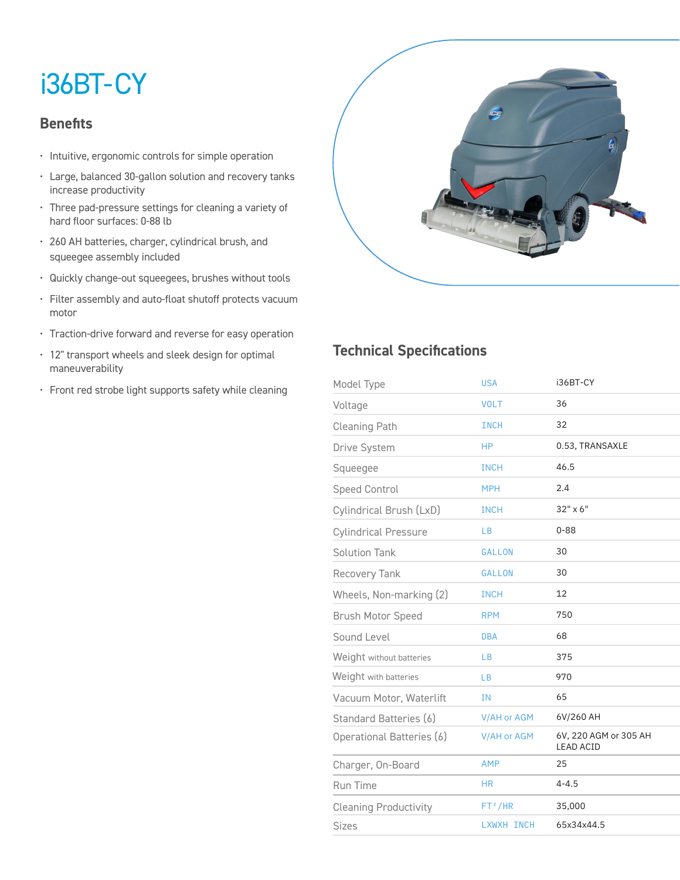# i36BT-CY

## Benefits

- Intuitive, ergonomic controls for simple operation
- Large, balanced 30-gallon solution and recovery tanks increase productivity
- Three pad-pressure settings for cleaning a variety of hard floor surfaces: 0-88 lb
- 260 AH batteries, charger, cylindrical brush, and squeegee assembly included
- Quickly change-out squeegees, brushes without tools
- Filter assembly and auto-float shutoff protects vacuum motor
- Traction-drive forward and reverse for easy operation
- 12" transport wheels and sleek design for optimal maneuverability
- Front red strobe light supports safety while cleaning

## Technical Specifications

| | | |
|---|---|---|
| Model Type | USA | i36BT-CY |
| Voltage | VOLT | 36 |
| Cleaning Path | INCH | 32 |
| Drive System | HP | 0.53, TRANSAXLE |
| Squeegee | INCH | 46.5 |
| Speed Control | MPH | 2.4 |
| Cylindrical Brush (LxD) | INCH | 32" x 6" |
| Cylindrical Pressure | LB | 0-88 |
| Solution Tank | GALLON | 30 |
| Recovery Tank | GALLON | 30 |
| Wheels, Non-marking (2) | INCH | 12 |
| Brush Motor Speed | RPM | 750 |
| Sound Level | DBA | 68 |
| Weight without batteries | LB | 375 |
| Weight with batteries | LB | 970 |
| Vacuum Motor, Waterlift | IN | 65 |
| Standard Batteries (6) | V/AH or AGM | 6V/260 AH |
| Operational Batteries (6) | V/AH or AGM | 6V, 220 AGM or 305 AH LEAD ACID |
| Charger, On-Board | AMP | 25 |
| Run Time | HR | 4-4.5 |
| Cleaning Productivity | $FT^2$/HR | 35,000 |
| Sizes | LXWXH INCH | 65x34x44.5 |